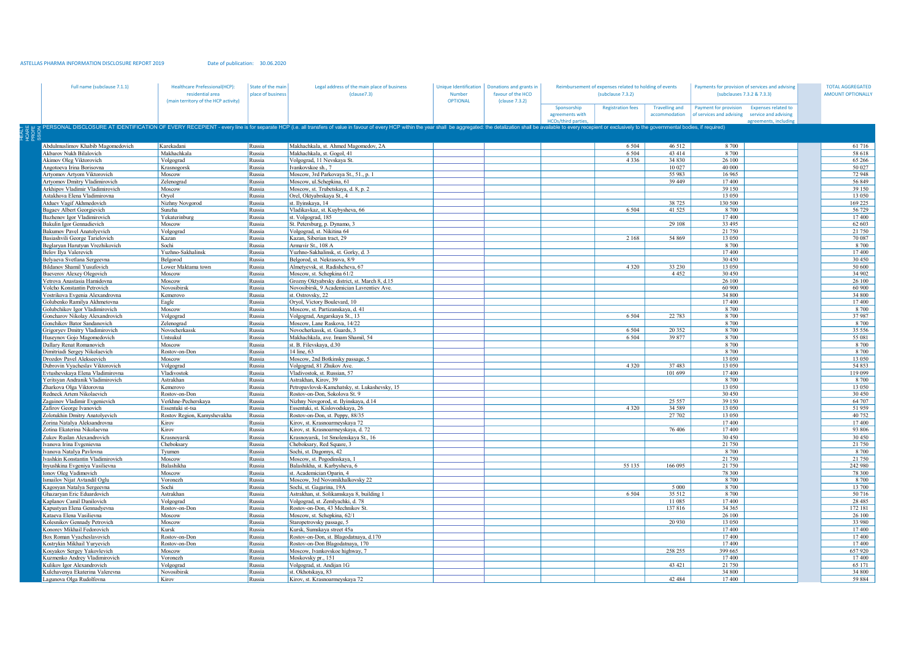ASTELLAS PHARMA INFORMATION DISCLOSURE REPORT 2019 Date of publication: 30.06.2020

| Full name (subclause 7.1.1) | Healthcare Professional(HCP): residential area (main territory of the HCP activity) | State of the main place of business | Legal address of the main place of business (clause7.3) | Unique Identification Number OPTIONAL | Donations and grants in favour of the HCO (clause 7.3.2) | Reimbursement of expenses related to holding of events (subclause 7.3.2) | | | Payments for provision of services and advising (subclauses 7.3.2 & 7.3.3) | | TOTAL AGGREGATED AMOUNT OPTIONALLY |
|---|---|---|---|---|---|---|---|---|---|---|---|
| | | | | | | Sponsorship agreements with HCOs/third parties, | Registration fees | Travelling and accommodation | Payment for provision of services and advising | Expenses related to service and advising agreements, including | |
| **HEALTHCARE PROFESSION** | PERSONAL DISCLOSURE AT IDENTIFICATION OF EVERY RECEPIENT - every line is for separate HCP (i.e. all transfers of value in favour of every HCP within the year shall be aggregated: the detalization shall be available to every recepient or exclusively to the governmental bodies, if required) | | | | | | | | | | |
| Abdulmuslimov Khabib Magomedovich | Karekadani | Russia | Makhachkala, st. Ahmed Magomedov, 2A | | | | 6 504 | 46 512 | 8 700 | | 61 716 |
| Akbarov Nukh Bilalovich | Makhachkala | Russia | Makhachkala, st. Gogol, 41 | | | | 6 504 | 43 414 | 8 700 | | 58 618 |
| Akimov Oleg Viktorovich | Volgograd | Russia | Volgograd, 11 Nevskaya St. | | | | 4 336 | 34 830 | 26 100 | | 65 266 |
| Angotoeva Irina Borisovna | Krasnogorsk | Russia | Ivankovskoe sh., 7 | | | | | 10 027 | 40 000 | | 50 027 |
| Artyomov Artyom Viktorovich | Moscow | Russia | Moscow, 3rd Parkovaya St., 51., p. 1 | | | | | 55 983 | 16 965 | | 72 948 |
| Artyomov Dmitry Vladimirovich | Zelenograd | Russia | Moscow, ul.Schepkina, 61 | | | | | 39 449 | 17 400 | | 56 849 |
| Arkhipov Vladimir Vladimirovich | Moscow | Russia | Moscow, st. Trubetskaya, d. 8, p. 2 | | | | | | 39 150 | | 39 150 |
| Astakhova Elena Vladimirovna | Oryol | Russia | Orel, Oktyabrskaya St., 4 | | | | | | 13 050 | | 13 050 |
| Atduev Vagif Akhmedovich | Nizhny Novgorod | Russia | st. Ilyinskaya, 14 | | | | | 38 725 | 130 500 | | 169 225 |
| Bagaev Albert Georgievich | Sunzha | Russia | Vladikavkaz, st. Kuybysheva, 66 | | | | 6 504 | 41 525 | 8 700 | | 56 729 |
| Bazhenov Igor Vladimirovich | Yekaterinburg | Russia | st. Volgograd, 185 | | | | | | 17 400 | | 17 400 |
| Bakulin Igor Gennadievich | Moscow | Russia | St. Petersburg, p. Dynamo, 3 | | | | | 29 108 | 33 495 | | 62 603 |
| Bakumov Pavel Anatolyevich | Volgograd | Russia | Volgograd, st. Nikitina 64 | | | | | | 21 750 | | 21 750 |
| Basiashvili George Tarielovich | Kazan | Russia | Kazan, Siberian tract, 29 | | | | 2 168 | 54 869 | 13 050 | | 70 087 |
| Beglaryan Harutyun Vrezhikovich | Sochi | Russia | Armavir St., 108 A | | | | | | 8 700 | | 8 700 |
| Belov Ilya Valerevich | Yuzhno-Sakhalinsk | Russia | Yuzhno-Sakhalinsk, st. Gorky, d. 3 | | | | | | 17 400 | | 17 400 |
| Belyaeva Svetlana Sergeevna | Belgorod | Russia | Belgorod, st. Nekrasova, 8/9 | | | | | | 30 450 | | 30 450 |
| Bildanov Shamil Yusufovich | Lower Maktama town | Russia | Almetyevsk, st. Radishcheva, 67 | | | | 4 320 | 33 230 | 13 050 | | 50 600 |
| Bueverov Alexey Olegovich | Moscow | Russia | Moscow, st. Schepkina 61/2 | | | | | 4 452 | 30 450 | | 34 902 |
| Vetrova Anastasia Hamidovna | Moscow | Russia | Grozny Oktyabrsky district, st. March 8, d.15 | | | | | | 26 100 | | 26 100 |
| Volcho Konstantin Petrovich | Novosibirsk | Russia | Novosibirsk, 9 Academician Lavrentiev Ave. | | | | | | 60 900 | | 60 900 |
| Vostrikova Evgenia Alexandrovna | Kemerovo | Russia | st. Ostrovsky, 22 | | | | | | 34 800 | | 34 800 |
| Golubenko Ramilya Akhmetovna | Eagle | Russia | Oryol, Victory Boulevard, 10 | | | | | | 17 400 | | 17 400 |
| Golubchikov Igor Vladimirovich | Moscow | Russia | Moscow, st. Partizanskaya, d. 41 | | | | | | 8 700 | | 8 700 |
| Goncharov Nikolay Alexandrovich | Volgograd | Russia | Volgograd, Angarskaya St., 13 | | | | 6 504 | 22 783 | 8 700 | | 37 987 |
| Gonchikov Bator Sandanovich | Zelenograd | Russia | Moscow, Lane Raskova, 14/22 | | | | | | 8 700 | | 8 700 |
| Grigoryev Dmitry Vladimirovich | Novocherkassk | Russia | Novocherkassk, st. Guards, 3 | | | | 6 504 | 20 352 | 8 700 | | 35 556 |
| Huseynov Gojo Magomedovich | Untsukul | Russia | Makhachkala, ave. Imam Shamil, 54 | | | | 6 504 | 39 877 | 8 700 | | 55 081 |
| Dallary Renat Romanovich | Moscow | Russia | st. B. Filevskaya, d.30 | | | | | | 8 700 | | 8 700 |
| Dimitriadi Sergey Nikolaevich | Rostov-on-Don | Russia | 14 line, 63 | | | | | | 8 700 | | 8 700 |
| Drozdov Pavel Alekseevich | Moscow | Russia | Moscow, 2nd Botkinsky passage, 5 | | | | | | 13 050 | | 13 050 |
| Dubrovin Vyacheslav Viktorovich | Volgograd | Russia | Volgograd, 81 Zhukov Ave. | | | | 4 320 | 37 483 | 13 050 | | 54 853 |
| Evtushevskaya Elena Vladimirovna | Vladivostok | Russia | Vladivostok, st. Russian, 57 | | | | | 101 699 | 17 400 | | 119 099 |
| Yeritsyan Andranik Vladimirovich | Astrakhan | Russia | Astrakhan, Kirov, 39 | | | | | | 8 700 | | 8 700 |
| Zharkova Olga Viktorovna | Kemerovo | Russia | Petropavlovsk-Kamchatsky, st. Lukashevsky, 15 | | | | | | 13 050 | | 13 050 |
| Redneck Artem Nikolaevich | Rostov-on-Don | Russia | Rostov-on-Don, Sokolova St. 9 | | | | | | 30 450 | | 30 450 |
| Zagainov Vladimir Evgenievich | Verkhne-Pecherskaya | Russia | Nizhny Novgorod, st. Ilyinskaya, d.14 | | | | | 25 557 | 39 150 | | 64 707 |
| Zafirov George Ivanovich | Essentuki st-tsa | Russia | Essentuki, st. Kislovodskaya, 26 | | | | 4 320 | 34 589 | 13 050 | | 51 959 |
| Zolotukhin Dmitry Anatolyevich | Rostov Region, Kamyshevakha | Russia | Rostov-on-Don, st. Peppy, 88/35 | | | | | 27 702 | 13 050 | | 40 752 |
| Zorina Natalya Aleksandrovna | Kirov | Russia | Kirov, st. Krasnoarmeyskaya 72 | | | | | | 17 400 | | 17 400 |
| Zotina Ekaterina Nikolaevna | Kirov | Russia | Kirov, st. Krasnoarmeyskaya, d. 72 | | | | | 76 406 | 17 400 | | 93 806 |
| Zukov Ruslan Alexandrovich | Krasnoyarsk | Russia | Krasnoyarsk, 1st Smolenskaya St., 16 | | | | | | 30 450 | | 30 450 |
| Ivanova Irina Evgenievna | Cheboksary | Russia | Cheboksary, Red Square, 3 | | | | | | 21 750 | | 21 750 |
| Ivanova Natalya Pavlovna | Tyumen | Russia | Sochi, st. Dagomys, 42 | | | | | | 8 700 | | 8 700 |
| Ivashkin Konstantin Vladimirovich | Moscow | Russia | Moscow, st. Pogodinskaya, 1 | | | | | | 21 750 | | 21 750 |
| Inyushkina Evgeniya Vasilievna | Balashikha | Russia | Balashikha, st. Karbysheva, 6 | | | | 55 135 | 166 095 | 21 750 | | 242 980 |
| Ionov Oleg Vadimovich | Moscow | Russia | st. Academician Oparin, 4 | | | | | | 78 300 | | 78 300 |
| Ismailov Nijat Avtandil Oglu | Voronezh | Russia | Moscow, 3rd Novomikhalkovsky 22 | | | | | | 8 700 | | 8 700 |
| Kagosyan Natalya Sergeevna | Sochi | Russia | Sochi, st. Gagarina, 19A | | | | | 5 000 | 8 700 | | 13 700 |
| Ghazaryan Eric Eduardovich | Astrakhan | Russia | Astrakhan, st. Solikamskaya 8, building 1 | | | | 6 504 | 35 512 | 8 700 | | 50 716 |
| Kaplanov Camil Danilovich | Volgograd | Russia | Volgograd, st. Zemlyachki, d. 78 | | | | | 11 085 | 17 400 | | 28 485 |
| Kapustyan Elena Gennadyevna | Rostov-on-Don | Russia | Rostov-on-Don, 43 Mechnikov St. | | | | | 137 816 | 34 365 | | 172 181 |
| Kataeva Elena Vasilievna | Moscow | Russia | Moscow, st. Schepkina, 62/1 | | | | | | 26 100 | | 26 100 |
| Kolesnikov Gennady Petrovich | Moscow | Russia | Staropetrovsky passage, 5 | | | | | 20 930 | 13 050 | | 33 980 |
| Konorev Mikhail Fedorovich | Kursk | Russia | Kursk, Sumskaya street 45a | | | | | | 17 400 | | 17 400 |
| Box Roman Vyacheslavovich | Rostov-on-Don | Russia | Rostov-on-Don, st. Blagodatnaya, d.170 | | | | | | 17 400 | | 17 400 |
| Kostrykin Mikhail Yuryevich | Rostov-on-Don | Russia | Rostov-on-Don Blagodatnaya, 170 | | | | | | 17 400 | | 17 400 |
| Kosyakov Sergey Yakovlevich | Moscow | Russia | Moscow, Ivankovskoe highway, 7 | | | | | 258 255 | 399 665 | | 657 920 |
| Kuzmenko Andrey Vladimirovich | Voronezh | Russia | Moskovsky pr., 151 | | | | | | 17 400 | | 17 400 |
| Kulikov Igor Alexandrovich | Volgograd | Russia | Volgograd, st. Andijan 1G | | | | | 43 421 | 21 750 | | 65 171 |
| Kulchavenya Ekaterina Valerevna | Novosibirsk | Russia | st. Okhotskaya, 83 | | | | | | 34 800 | | 34 800 |
| Lagunova Olga Rudolfovna | Kirov | Russia | Kirov, st. Krasnoarmeyskaya 72 | | | | | 42 484 | 17 400 | | 59 884 |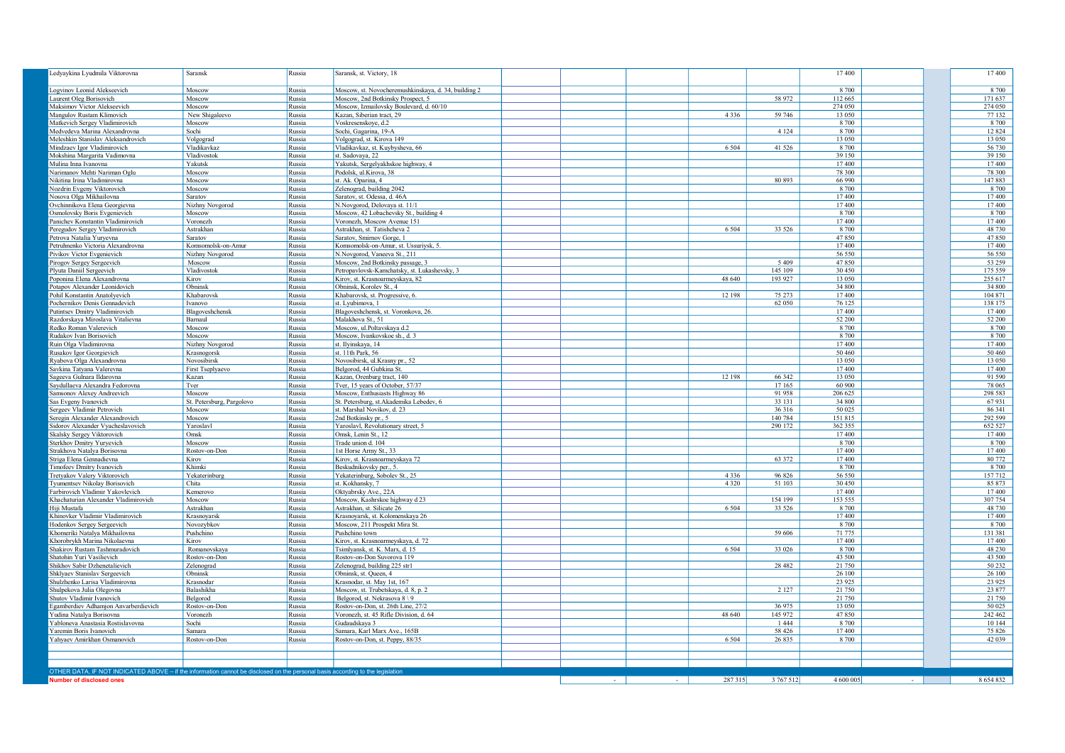| | | | | | | | | | | | | |
|---|---|---|---|---|---|---|---|---|---|---|---|---|
| Ledyaykina Lyudmila Viktorovna | Saransk | Russia | Saransk, st. Victory, 18 | | | | | | 17 400 | | | 17 400 |
| Logvinov Leonid Alekseevich | Moscow | Russia | Moscow, st. Novocheremushkinskaya, d. 34, building 2 | | | | | | 8 700 | | | 8 700 |
| Laurent Oleg Borisovich | Moscow | Russia | Moscow, 2nd Botkinsky Prospect, 5 | | | | | 58 972 | 112 665 | | | 171 637 |
| Maksimov Victor Alekseevich | Moscow | Russia | Moscow, Izmailovsky Boulevard, d. 60/10 | | | | | | 274 050 | | | 274 050 |
| Mangulov Rustam Klimovich | New Shigaleevo | Russia | Kazan, Siberian tract, 29 | | | | 4 336 | 59 746 | 13 050 | | | 77 132 |
| Matkevich Sergey Vladimirovich | Moscow | Russia | Voskresenskoye, d.2 | | | | | | 8 700 | | | 8 700 |
| Medvedeva Marina Alexandrovna | Sochi | Russia | Sochi, Gagarina, 19-A | | | | | 4 124 | 8 700 | | | 12 824 |
| Meleshkin Stanislav Aleksandrovich | Volgograd | Russia | Volgograd, st. Kirova 149 | | | | | | 13 050 | | | 13 050 |
| Mindzaev Igor Vladimirovich | Vladikavkaz | Russia | Vladikavkaz, st. Kuybysheva, 66 | | | | 6 504 | 41 526 | 8 700 | | | 56 730 |
| Mokshina Margarita Vadimovna | Vladivostok | Russia | st. Sadovaya, 22 | | | | | | 39 150 | | | 39 150 |
| Mulina Inna Ivanovna | Yakutsk | Russia | Yakutsk, Sergelyakhskoe highway, 4 | | | | | | 17 400 | | | 17 400 |
| Narimanov Mehti Nariman Oglu | Moscow | Russia | Podolsk, ul.Kirova, 38 | | | | | | 78 300 | | | 78 300 |
| Nikitina Irina Vladimirovna | Moscow | Russia | st. Ak. Oparina, 4 | | | | | 80 893 | 66 990 | | | 147 883 |
| Nozdrin Evgeny Viktorovich | Moscow | Russia | Zelenograd, building 2042 | | | | | | 8 700 | | | 8 700 |
| Nosova Olga Mikhailovna | Saratov | Russia | Saratov, st. Odessa, d. 46A | | | | | | 17 400 | | | 17 400 |
| Ovchinnikova Elena Georgievna | Nizhny Novgorod | Russia | N.Novgorod, Delovaya st. 11/1 | | | | | | 17 400 | | | 17 400 |
| Osmolovsky Boris Evgenievich | Moscow | Russia | Moscow, 42 Lobachevsky St., building 4 | | | | | | 8 700 | | | 8 700 |
| Panichev Konstantin Vladimirovich | Voronezh | Russia | Voronezh, Moscow Avenue 151 | | | | | | 17 400 | | | 17 400 |
| Peregudov Sergey Vladimirovich | Astrakhan | Russia | Astrakhan, st. Tatishcheva 2 | | | | 6 504 | 33 526 | 8 700 | | | 48 730 |
| Petrova Natalia Yuryevna | Saratov | Russia | Saratov, Smirnov Gorge, 1 | | | | | | 47 850 | | | 47 850 |
| Petruhnenko Victoria Alexandrovna | Komsomolsk-on-Amur | Russia | Komsomolsk-on-Amur, st. Ussuriysk, 5. | | | | | | 17 400 | | | 17 400 |
| Pivikov Victor Evgenievich | Nizhny Novgorod | Russia | N.Novgorod, Vaneeva St., 211 | | | | | | 56 550 | | | 56 550 |
| Pirogov Sergey Sergeevich | Moscow | Russia | Moscow, 2nd Botkinsky passage, 3 | | | | | 5 409 | 47 850 | | | 53 259 |
| Plyuta Daniil Sergeevich | Vladivostok | Russia | Petropavlovsk-Kamchatsky, st. Lukashevsky, 3 | | | | | 145 109 | 30 450 | | | 175 559 |
| Poponina Elena Alexandrovna | Kirov | Russia | Kirov, st. Krasnoarmeyskaya, 82 | | | | 48 640 | 193 927 | 13 050 | | | 255 617 |
| Potapov Alexander Leonidovich | Obninsk | Russia | Obninsk, Korolev St., 4 | | | | | | 34 800 | | | 34 800 |
| Pohil Konstantin Anatolyevich | Khabarovsk | Russia | Khabarovsk, st. Progressive, 6. | | | | 12 198 | 75 273 | 17 400 | | | 104 871 |
| Pochernikov Denis Gennadevich | Ivanovo | Russia | st. Lyubimova, 1 | | | | | 62 050 | 76 125 | | | 138 175 |
| Putintsev Dmitry Vladimirovich | Blagoveshchensk | Russia | Blagoveshchensk, st. Voronkova, 26. | | | | | | 17 400 | | | 17 400 |
| Razdorskaya Miroslava Vitalievna | Barnaul | Russia | Malakhova St., 51 | | | | | | 52 200 | | | 52 200 |
| Redko Roman Valerevich | Moscow | Russia | Moscow, ul.Poltavskaya d.2 | | | | | | 8 700 | | | 8 700 |
| Rudakov Ivan Borisovich | Moscow | Russia | Moscow, Ivankovskoe sh., d. 3 | | | | | | 8 700 | | | 8 700 |
| Ruin Olga Vladimirovna | Nizhny Novgorod | Russia | st. Ilyinskaya, 14 | | | | | | 17 400 | | | 17 400 |
| Rusakov Igor Georgievich | Krasnogorsk | Russia | st. 11th Park, 56 | | | | | | 50 460 | | | 50 460 |
| Ryabova Olga Alexandrovna | Novosibirsk | Russia | Novosibirsk, ul.Krasny pr., 52 | | | | | | 13 050 | | | 13 050 |
| Savkina Tatyana Valerevna | First Tseplyaevo | Russia | Belgorod, 44 Gubkina St. | | | | | | 17 400 | | | 17 400 |
| Sageeva Gulnara Ildarovna | Kazan | Russia | Kazan, Orenburg tract, 140 | | | | 12 198 | 66 342 | 13 050 | | | 91 590 |
| Saydullaeva Alexandra Fedorovna | Tver | Russia | Tver, 15 years of October, 57/37 | | | | | 17 165 | 60 900 | | | 78 065 |
| Samsonov Alexey Andreevich | Moscow | Russia | Moscow, Enthusiasts Highway 86 | | | | | 91 958 | 206 625 | | | 298 583 |
| Sas Evgeny Ivanovich | St. Petersburg, Pargolovo | Russia | St. Petersburg, st.Akademika Lebedev, 6 | | | | | 33 131 | 34 800 | | | 67 931 |
| Sergeev Vladimir Petrovich | Moscow | Russia | st. Marshal Novikov, d. 23 | | | | | 36 316 | 50 025 | | | 86 341 |
| Seregin Alexander Alexandrovich | Moscow | Russia | 2nd Botkinsky pr., 5 | | | | | 140 784 | 151 815 | | | 292 599 |
| Sidorov Alexander Vyacheslavovich | Yaroslavl | Russia | Yaroslavl, Revolutionary street, 5 | | | | | 290 172 | 362 355 | | | 652 527 |
| Skalsky Sergey Viktorovich | Omsk | Russia | Omsk, Lenin St., 12 | | | | | | 17 400 | | | 17 400 |
| Sterkhov Dmitry Yuryevich | Moscow | Russia | Trade union d. 104 | | | | | | 8 700 | | | 8 700 |
| Strakhova Natalya Borisovna | Rostov-on-Don | Russia | 1st Horse Army St., 33 | | | | | | 17 400 | | | 17 400 |
| Striga Elena Gennadievna | Kirov | Russia | Kirov, st. Krasnoarmeyskaya 72 | | | | | 63 372 | 17 400 | | | 80 772 |
| Timofeev Dmitry Ivanovich | Khimki | Russia | Beskudnikovsky per., 5. | | | | | | 8 700 | | | 8 700 |
| Tretyakov Valery Viktorovich | Yekaterinburg | Russia | Yekaterinburg, Sobolev St., 25 | | | | 4 336 | 96 826 | 56 550 | | | 157 712 |
| Tyumentsev Nikolay Borisovich | Chita | Russia | st. Kokhansky, 7 | | | | 4 320 | 51 103 | 30 450 | | | 85 873 |
| Farbirovich Vladimir Yakovlevich | Kemerovo | Russia | Oktyabrsky Ave., 22A | | | | | | 17 400 | | | 17 400 |
| Khachaturian Alexander Vladimirovich | Moscow | Russia | Moscow, Kashirskoe highway d 23 | | | | | 154 199 | 153 555 | | | 307 754 |
| Hiji Mustafa | Astrakhan | Russia | Astrakhan, st. Silicate 26 | | | | 6 504 | 33 526 | 8 700 | | | 48 730 |
| Khinovker Vladimir Vladimirovich | Krasnoyarsk | Russia | Krasnoyarsk, st. Kolomenskaya 26 | | | | | | 17 400 | | | 17 400 |
| Hodenkov Sergey Sergeevich | Novozybkov | Russia | Moscow, 211 Prospekt Mira St. | | | | | | 8 700 | | | 8 700 |
| Khomeriki Natalya Mikhailovna | Pushchino | Russia | Pushchino town | | | | | 59 606 | 71 775 | | | 131 381 |
| Khorobrykh Marina Nikolaevna | Kirov | Russia | Kirov, st. Krasnoarmeyskaya, d. 72 | | | | | | 17 400 | | | 17 400 |
| Shakirov Rustam Tashmuradovich | Romanovskaya | Russia | Tsimlyansk, st. K. Marx, d. 15 | | | | 6 504 | 33 026 | 8 700 | | | 48 230 |
| Shatohin Yuri Vasilievich | Rostov-on-Don | Russia | Rostov-on-Don Suvorova 119 | | | | | | 43 500 | | | 43 500 |
| Shikhov Sabir Dzhenetalievich | Zelenograd | Russia | Zelenograd, building 225 str1 | | | | | 28 482 | 21 750 | | | 50 232 |
| Shklyaev Stanislav Sergeevich | Obninsk | Russia | Obninsk, st. Queen, 4 | | | | | | 26 100 | | | 26 100 |
| Shulzhenko Larisa Vladimirovna | Krasnodar | Russia | Krasnodar, st. May 1st, 167 | | | | | | 23 925 | | | 23 925 |
| Shulpekova Julia Olegovna | Balashikha | Russia | Moscow, st. Trubetskaya, d. 8, p. 2 | | | | | 2 127 | 21 750 | | | 23 877 |
| Shutov Vladimir Ivanovich | Belgorod | Russia | Belgorod, st. Nekrasova 8 \ 9 | | | | | | 21 750 | | | 21 750 |
| Egamberdiev Adhamjon Anvarberdievich | Rostov-on-Don | Russia | Rostov-on-Don, st. 26th Line, 27/2 | | | | | 36 975 | 13 050 | | | 50 025 |
| Yudina Natalya Borisovna | Voronezh | Russia | Voronezh, st. 45 Rifle Division, d. 64 | | | | 48 640 | 145 972 | 47 850 | | | 242 462 |
| Yabloneva Anastasia Rostislavovna | Sochi | Russia | Gudaudskaya 3 | | | | | 1 444 | 8 700 | | | 10 144 |
| Yaremin Boris Ivanovich | Samara | Russia | Samara, Karl Marx Ave., 165B | | | | | 58 426 | 17 400 | | | 75 826 |
| Yahyaev Amirkhan Osmanovich | Rostov-on-Don | Russia | Rostov-on-Don, st. Peppy, 88/35 | | | | 6 504 | 26 835 | 8 700 | | | 42 039 |
| | | | | | | | | | | | | |
| | | | | | | | | | | | | |
| OTHER DATA, IF NOT INDICATED ABOVE – if the information cannot be disclosed on the personal basis according to the legislation | | | | | | | | | | | | |
| **Number of disclosed ones** | | | | | - | - | 287 315 | 3 767 512 | 4 600 005 | - | | 8 654 832 |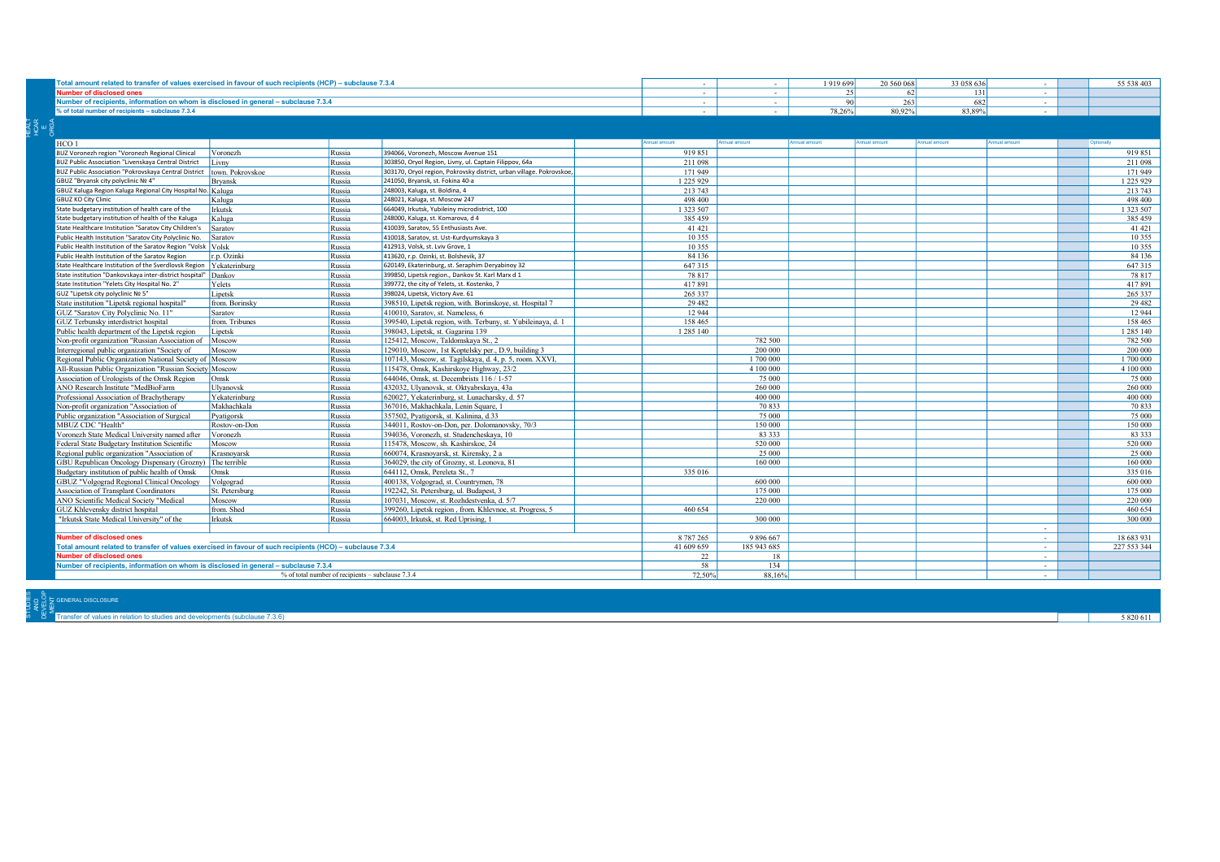| | | | | | | | | | | | |
|---|---|---|---|---|---|---|---|---|---|---|---|
| Total amount related to transfer of values exercised in favour of such recipients (HCP) – subclause 7.3.4 | | | | - | - | 1 919 699 | 20 560 068 | 33 058 636 | - | | 55 538 403 |
| Number of disclosed ones | | | | - | - | 25 | 62 | 131 | - | | |
| Number of recipients, information on whom is disclosed in general – subclause 7.3.4 | | | | - | - | 90 | 263 | 682 | - | | |
| % of total number of recipients – subclause 7.3.4 | | | | - | - | 78,26% | 80,92% | 83,89% | - | | |

HEALTHCARE ORGA

| HCO 1 | | | | Annual amount | Annual amount | Annual amount | Annual amount | Annual amount | Annual amount | | Optionally |
|---|---|---|---|---|---|---|---|---|---|---|---|
| BUZ Voronezh region "Voronezh Regional Clinical | Voronezh | Russia | 394066, Voronezh, Moscow Avenue 151 | 919 851 | | | | | | | 919 851 |
| BUZ Public Association "Livenskaya Central District | Livny | Russia | 303850, Oryol Region, Livny, ul. Captain Filippov, 64a | 211 098 | | | | | | | 211 098 |
| BUZ Public Association "Pokrovskaya Central District | town. Pokrovskoe | Russia | 303170, Oryol region, Pokrovsky district, urban village. Pokrovskoe, | 171 949 | | | | | | | 171 949 |
| GBUZ "Bryansk city polyclinic № 4" | Bryansk | Russia | 241050, Bryansk, st. Fokina 40-a | 1 225 929 | | | | | | | 1 225 929 |
| GBUZ Kaluga Region Kaluga Regional City Hospital No. | Kaluga | Russia | 248003, Kaluga, st. Boldina, 4 | 213 743 | | | | | | | 213 743 |
| GBUZ KO City Clinic | Kaluga | Russia | 248021, Kaluga, st. Moscow 247 | 498 400 | | | | | | | 498 400 |
| State budgetary institution of health care of the | Irkutsk | Russia | 664049, Irkutsk, Yubileiny microdistrict, 100 | 1 323 507 | | | | | | | 1 323 507 |
| State budgetary institution of health of the Kaluga | Kaluga | Russia | 248000, Kaluga, st. Komarova, d 4 | 385 459 | | | | | | | 385 459 |
| State Healthcare Institution "Saratov City Children's | Saratov | Russia | 410039, Saratov, 55 Enthusiasts Ave. | 41 421 | | | | | | | 41 421 |
| Public Health Institution "Saratov City Polyclinic No. | Saratov | Russia | 410018, Saratov, st. Ust-Kurdyumskaya 3 | 10 355 | | | | | | | 10 355 |
| Public Health Institution of the Saratov Region "Volsk | Volsk | Russia | 412913, Volsk, st. Lviv Grove, 1 | 10 355 | | | | | | | 10 355 |
| Public Health Institution of the Saratov Region | r.p. Ozinki | Russia | 413620, r.p. Ozinki, st. Bolshevik, 37 | 84 136 | | | | | | | 84 136 |
| State Healthcare Institution of the Sverdlovsk Region | Yekaterinburg | Russia | 620149, Ekaterinburg, st. Seraphim Deryabinoy 32 | 647 315 | | | | | | | 647 315 |
| State institution "Dankovskaya inter-district hospital" | Dankov | Russia | 399850, Lipetsk region., Dankov St. Karl Marx d 1 | 78 817 | | | | | | | 78 817 |
| State Institution "Yelets City Hospital No. 2" | Yelets | Russia | 399772, the city of Yelets, st. Kostenko, 7 | 417 891 | | | | | | | 417 891 |
| GUZ "Lipetsk city polyclinic № 5" | Lipetsk | Russia | 398024, Lipetsk, Victory Ave. 61 | 265 337 | | | | | | | 265 337 |
| State institution "Lipetsk regional hospital" | from. Borinsky | Russia | 398510, Lipetsk region, with. Borinskoye, st. Hospital 7 | 29 482 | | | | | | | 29 482 |
| GUZ "Saratov City Polyclinic No. 11" | Saratov | Russia | 410010, Saratov, st. Nameless, 6 | 12 944 | | | | | | | 12 944 |
| GUZ Terbunsky interdistrict hospital | from. Tribunes | Russia | 399540, Lipetsk region, with. Terbuny, st. Yubileinaya, d. 1 | 158 465 | | | | | | | 158 465 |
| Public health department of the Lipetsk region | Lipetsk | Russia | 398043, Lipetsk, st. Gagarina 139 | 1 285 140 | | | | | | | 1 285 140 |
| Non-profit organization "Russian Association of | Moscow | Russia | 125412, Moscow, Taldomskaya St., 2 | | 782 500 | | | | | | 782 500 |
| Interregional public organization "Society of | Moscow | Russia | 129010, Moscow, 1st Koptelsky per., D.9, building 3 | | 200 000 | | | | | | 200 000 |
| Regional Public Organization National Society of | Moscow | Russia | 107143, Moscow, st. Tagilskaya, d. 4, p. 5, room. XXVI, | | 1 700 000 | | | | | | 1 700 000 |
| All-Russian Public Organization "Russian Society | Moscow | Russia | 115478, Omsk, Kashirskoye Highway, 23/2 | | 4 100 000 | | | | | | 4 100 000 |
| Association of Urologists of the Omsk Region | Omsk | Russia | 644046, Omsk, st. Decembrists 116 / 1-57 | | 75 000 | | | | | | 75 000 |
| ANO Research Institute "MedBioFarm | Ulyanovsk | Russia | 432032, Ulyanovsk, st. Oktyabrskaya, 43a | | 260 000 | | | | | | 260 000 |
| Professional Association of Brachytherapy | Yekaterinburg | Russia | 620027, Yekaterinburg, st. Lunacharsky, d. 57 | | 400 000 | | | | | | 400 000 |
| Non-profit organization "Association of | Makhachkala | Russia | 367016, Makhachkala, Lenin Square, 1 | | 70 833 | | | | | | 70 833 |
| Public organization "Association of Surgical | Pyatigorsk | Russia | 357502, Pyatigorsk, st. Kalinina, d.33 | | 75 000 | | | | | | 75 000 |
| MBUZ CDC "Health" | Rostov-on-Don | Russia | 344011, Rostov-on-Don, per. Dolomanovsky, 70/3 | | 150 000 | | | | | | 150 000 |
| Voronezh State Medical University named after | Voronezh | Russia | 394036, Voronezh, st. Studencheskaya, 10 | | 83 333 | | | | | | 83 333 |
| Federal State Budgetary Institution Scientific | Moscow | Russia | 115478, Moscow, sh. Kashirskoe, 24 | | 520 000 | | | | | | 520 000 |
| Regional public organization "Association of | Krasnoyarsk | Russia | 660074, Krasnoyarsk, st. Kirensky, 2 a | | 25 000 | | | | | | 25 000 |
| GBU Republican Oncology Dispensary (Grozny) | The terrible | Russia | 364029, the city of Grozny, st. Leonova, 81 | | 160 000 | | | | | | 160 000 |
| Budgetary institution of public health of Omsk | Omsk | Russia | 644112, Omsk, Pereleta St., 7 | 335 016 | | | | | | | 335 016 |
| GBUZ "Volgograd Regional Clinical Oncology | Volgograd | Russia | 400138, Volgograd, st. Countrymen, 78 | | 600 000 | | | | | | 600 000 |
| Association of Transplant Coordinators | St. Petersburg | Russia | 192242, St. Petersburg, ul. Budapest, 3 | | 175 000 | | | | | | 175 000 |
| ANO Scientific Medical Society "Medical | Moscow | Russia | 107031, Moscow, st. Rozhdestvenka, d. 5/7 | | 220 000 | | | | | | 220 000 |
| GUZ Khlevensky district hospital | from. Shed | Russia | 399260, Lipetsk region , from. Khlevnoe, st. Progress, 5 | 460 654 | | | | | | | 460 654 |
| "Irkutsk State Medical University" of the | Irkutsk | Russia | 664003, Irkutsk, st. Red Uprising, 1 | | 300 000 | | | | | | 300 000 |
| | | | | | | | | | - | | |
| Number of disclosed ones | | | | 8 787 265 | 9 896 667 | | | | - | | 18 683 931 |
| Total amount related to transfer of values exercised in favour of such recipients (HCO) – subclause 7.3.4 | | | | 41 609 659 | 185 943 685 | | | | - | | 227 553 344 |
| Number of disclosed ones | | | | 22 | 18 | | | | - | | |
| Number of recipients, information on whom is disclosed in general – subclause 7.3.4 | | | | 58 | 134 | | | | - | | |
| % of total number of recipients – subclause 7.3.4 | | | | 72,50% | 88,16% | | | | - | | |

STUDIES AND DEVELOPMENT

GENERAL DISCLOSURE

| | |
|---|---|
| Transfer of values in relation to studies and developments (subclause 7.3.6) | 5 820 611 |